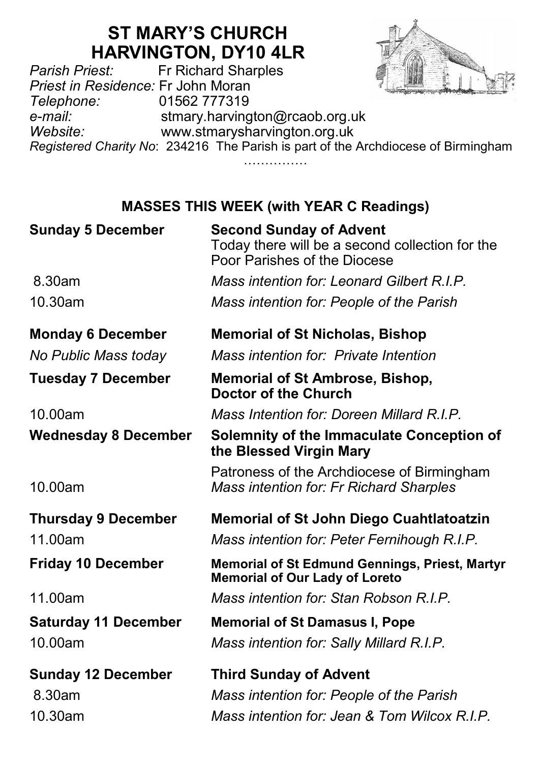# ST MARY'S CHURCH HARVINGTON, DY10 4LR

*Parish Priest:* Fr Richard Sharples
*Priest in Residence:* Fr John Moran
*Telephone:* 01562 777319
*e-mail:* stmary.harvington@rcaob.org.uk
*Website:* www.stmarysharvington.org.uk
*Registered Charity No*: 234216 The Parish is part of the Archdiocese of Birmingham

……………

## MASSES THIS WEEK (with YEAR C Readings)

**Sunday 5 December** — **Second Sunday of Advent**
Today there will be a second collection for the Poor Parishes of the Diocese

8.30am — *Mass intention for: Leonard Gilbert R.I.P.*

10.30am — *Mass intention for: People of the Parish*

**Monday 6 December** — **Memorial of St Nicholas, Bishop**

*No Public Mass today* — *Mass intention for: Private Intention*

**Tuesday 7 December** — **Memorial of St Ambrose, Bishop, Doctor of the Church**

10.00am — *Mass Intention for: Doreen Millard R.I.P.*

**Wednesday 8 December** — **Solemnity of the Immaculate Conception of the Blessed Virgin Mary**
Patroness of the Archdiocese of Birmingham

10.00am — *Mass intention for: Fr Richard Sharples*

**Thursday 9 December** — **Memorial of St John Diego Cuahtlatoatzin**

11.00am — *Mass intention for: Peter Fernihough R.I.P.*

**Friday 10 December** — **Memorial of St Edmund Gennings, Priest, Martyr**
**Memorial of Our Lady of Loreto**

11.00am — *Mass intention for: Stan Robson R.I.P.*

**Saturday 11 December** — **Memorial of St Damasus I, Pope**

10.00am — *Mass intention for: Sally Millard R.I.P.*

**Sunday 12 December** — **Third Sunday of Advent**

8.30am — *Mass intention for: People of the Parish*

10.30am — *Mass intention for: Jean & Tom Wilcox R.I.P.*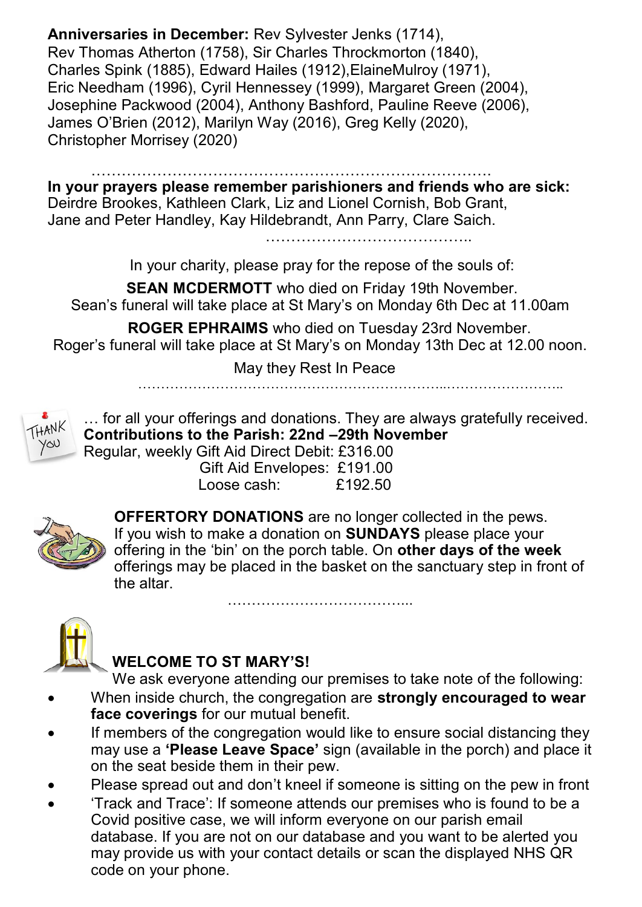**Anniversaries in December:** Rev Sylvester Jenks (1714), Rev Thomas Atherton (1758), Sir Charles Throckmorton (1840), Charles Spink (1885), Edward Hailes (1912),ElaineMulroy (1971), Eric Needham (1996), Cyril Hennessey (1999), Margaret Green (2004), Josephine Packwood (2004), Anthony Bashford, Pauline Reeve (2006), James O'Brien (2012), Marilyn Way (2016), Greg Kelly (2020), Christopher Morrisey (2020)

…………………………………………………………………………

**In your prayers please remember parishioners and friends who are sick:** Deirdre Brookes, Kathleen Clark, Liz and Lionel Cornish, Bob Grant, Jane and Peter Handley, Kay Hildebrandt, Ann Parry, Clare Saich.

…………………………………..

In your charity, please pray for the repose of the souls of:

**SEAN MCDERMOTT** who died on Friday 19th November.
Sean's funeral will take place at St Mary's on Monday 6th Dec at 11.00am

**ROGER EPHRAIMS** who died on Tuesday 23rd November.
Roger's funeral will take place at St Mary's on Monday 13th Dec at 12.00 noon.

May they Rest In Peace

………………………………………………………...……………………..

THANK YOU … for all your offerings and donations. They are always gratefully received.

**Contributions to the Parish: 22nd –29th November**

Regular, weekly Gift Aid Direct Debit: £316.00
Gift Aid Envelopes: £191.00
Loose cash: £192.50

**OFFERTORY DONATIONS** are no longer collected in the pews. If you wish to make a donation on **SUNDAYS** please place your offering in the 'bin' on the porch table. On **other days of the week** offerings may be placed in the basket on the sanctuary step in front of the altar.

………………………………....

## WELCOME TO ST MARY'S!

We ask everyone attending our premises to take note of the following:

- When inside church, the congregation are **strongly encouraged to wear face coverings** for our mutual benefit.
- If members of the congregation would like to ensure social distancing they may use a **'Please Leave Space'** sign (available in the porch) and place it on the seat beside them in their pew.
- Please spread out and don't kneel if someone is sitting on the pew in front
- 'Track and Trace': If someone attends our premises who is found to be a Covid positive case, we will inform everyone on our parish email database. If you are not on our database and you want to be alerted you may provide us with your contact details or scan the displayed NHS QR code on your phone.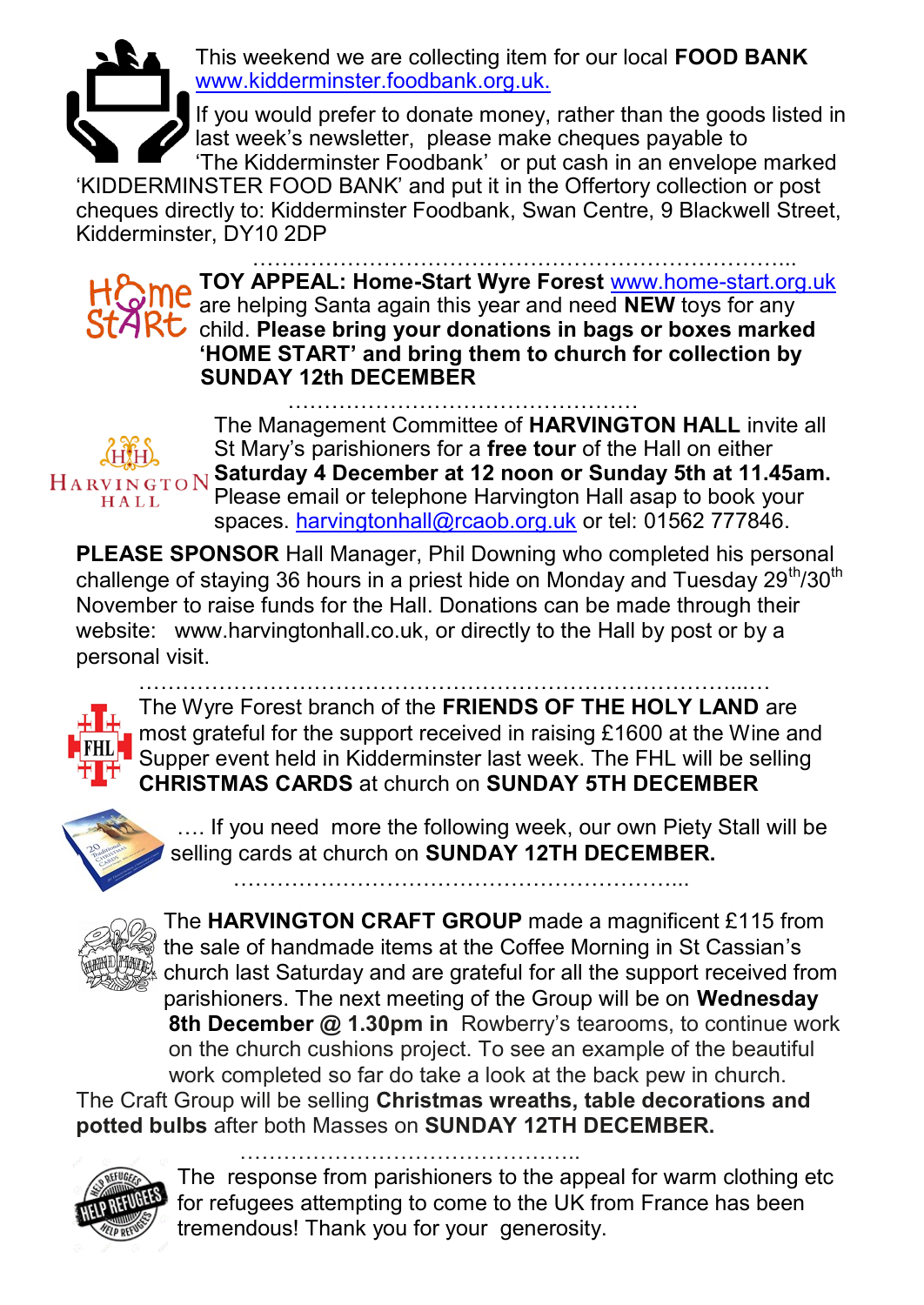This weekend we are collecting item for our local **FOOD BANK** www.kidderminster.foodbank.org.uk.

If you would prefer to donate money, rather than the goods listed in last week's newsletter, please make cheques payable to 'The Kidderminster Foodbank' or put cash in an envelope marked 'KIDDERMINSTER FOOD BANK' and put it in the Offertory collection or post cheques directly to: Kidderminster Foodbank, Swan Centre, 9 Blackwell Street, Kidderminster, DY10 2DP

…………………………………………………………………..

**TOY APPEAL: Home-Start Wyre Forest** www.home-start.org.uk are helping Santa again this year and need **NEW** toys for any child. **Please bring your donations in bags or boxes marked 'HOME START' and bring them to church for collection by SUNDAY 12th DECEMBER**

…………………………………………

The Management Committee of **HARVINGTON HALL** invite all St Mary's parishioners for a **free tour** of the Hall on either **Saturday 4 December at 12 noon or Sunday 5th at 11.45am.** Please email or telephone Harvington Hall asap to book your spaces. harvingtonhall@rcaob.org.uk or tel: 01562 777846.

**PLEASE SPONSOR** Hall Manager, Phil Downing who completed his personal challenge of staying 36 hours in a priest hide on Monday and Tuesday 29th/30th November to raise funds for the Hall. Donations can be made through their website: www.harvingtonhall.co.uk, or directly to the Hall by post or by a personal visit.

……………………………………………………………………………...…

The Wyre Forest branch of the **FRIENDS OF THE HOLY LAND** are most grateful for the support received in raising £1600 at the Wine and Supper event held in Kidderminster last week. The FHL will be selling **CHRISTMAS CARDS** at church on **SUNDAY 5TH DECEMBER**

…. If you need more the following week, our own Piety Stall will be selling cards at church on **SUNDAY 12TH DECEMBER.**

……………………………………………………...

The **HARVINGTON CRAFT GROUP** made a magnificent £115 from the sale of handmade items at the Coffee Morning in St Cassian's church last Saturday and are grateful for all the support received from parishioners. The next meeting of the Group will be on **Wednesday 8th December @ 1.30pm in** Rowberry's tearooms, to continue work on the church cushions project. To see an example of the beautiful work completed so far do take a look at the back pew in church.

The Craft Group will be selling **Christmas wreaths, table decorations and potted bulbs** after both Masses on **SUNDAY 12TH DECEMBER.**

………………………………………..

The response from parishioners to the appeal for warm clothing etc for refugees attempting to come to the UK from France has been tremendous! Thank you for your generosity.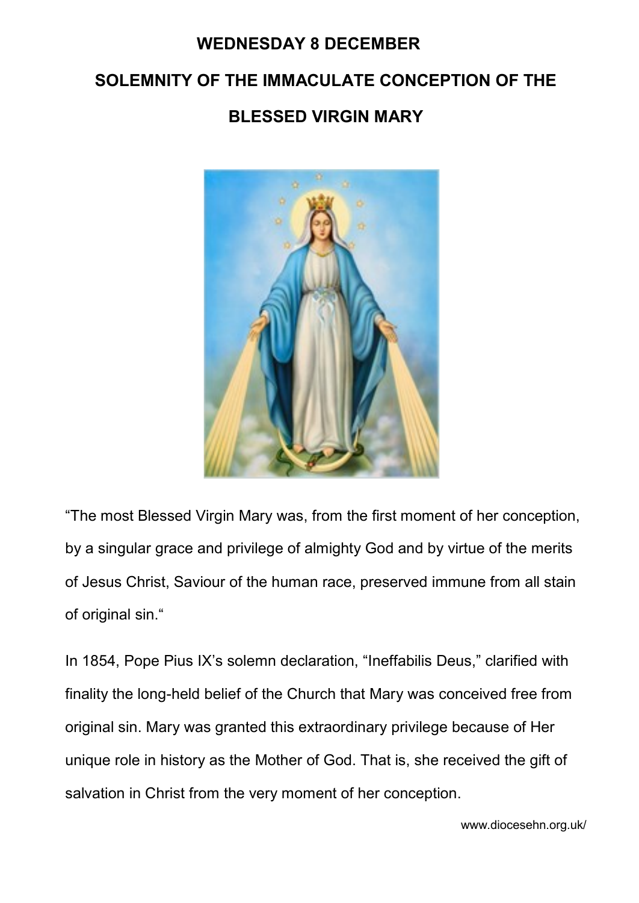# WEDNESDAY 8 DECEMBER

# SOLEMNITY OF THE IMMACULATE CONCEPTION OF THE BLESSED VIRGIN MARY

"The most Blessed Virgin Mary was, from the first moment of her conception, by a singular grace and privilege of almighty God and by virtue of the merits of Jesus Christ, Saviour of the human race, preserved immune from all stain of original sin."

In 1854, Pope Pius IX's solemn declaration, "Ineffabilis Deus," clarified with finality the long-held belief of the Church that Mary was conceived free from original sin. Mary was granted this extraordinary privilege because of Her unique role in history as the Mother of God. That is, she received the gift of salvation in Christ from the very moment of her conception.

www.diocesehn.org.uk/